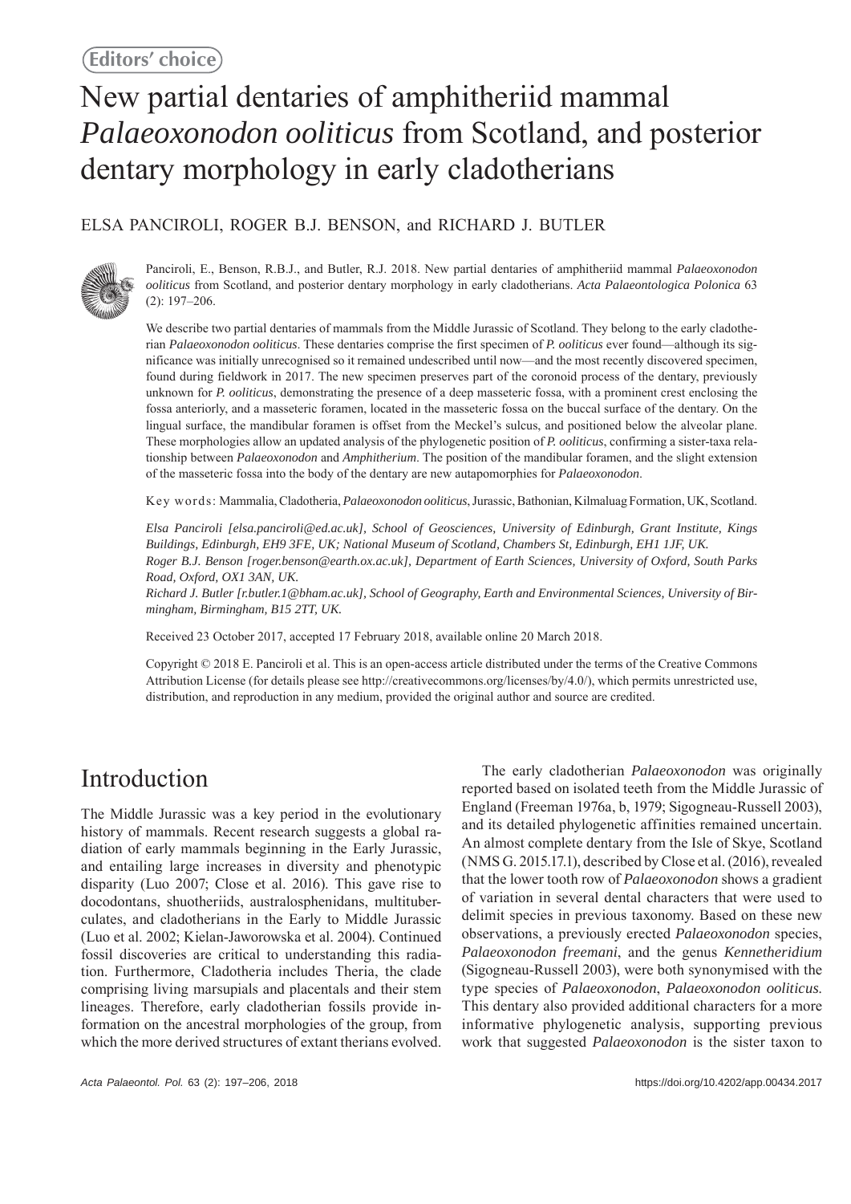Editors' choice

# New partial dentaries of amphitheriid mammal *Palaeoxonodon ooliticus* from Scotland, and posterior dentary morphology in early cladotherians

ELSA PANCIROLI, ROGER B.J. BENSON, and RICHARD J. BUTLER

Panciroli, E., Benson, R.B.J., and Butler, R.J. 2018. New partial dentaries of amphitheriid mammal *Palaeoxonodon ooliticus* from Scotland, and posterior dentary morphology in early cladotherians. *Acta Palaeontologica Polonica* 63 (2): 197–206.

We describe two partial dentaries of mammals from the Middle Jurassic of Scotland. They belong to the early cladotherian *Palaeoxonodon ooliticus*. These dentaries comprise the first specimen of *P. ooliticus* ever found—although its significance was initially unrecognised so it remained undescribed until now—and the most recently discovered specimen, found during fieldwork in 2017. The new specimen preserves part of the coronoid process of the dentary, previously unknown for *P. ooliticus*, demonstrating the presence of a deep masseteric fossa, with a prominent crest enclosing the fossa anteriorly, and a masseteric foramen, located in the masseteric fossa on the buccal surface of the dentary. On the lingual surface, the mandibular foramen is offset from the Meckel's sulcus, and positioned below the alveolar plane. These morphologies allow an updated analysis of the phylogenetic position of *P. ooliticus*, confirming a sister-taxa relationship between *Palaeoxonodon* and *Amphitherium*. The position of the mandibular foramen, and the slight extension of the masseteric fossa into the body of the dentary are new autapomorphies for *Palaeoxonodon*.

Key words: Mammalia, Cladotheria, *Palaeoxonodon ooliticus*, Jurassic, Bathonian, Kilmaluag Formation, UK, Scotland.

*Elsa Panciroli [elsa.panciroli@ed.ac.uk], School of Geosciences, University of Edinburgh, Grant Institute, Kings Buildings, Edinburgh, EH9 3FE, UK; National Museum of Scotland, Chambers St, Edinburgh, EH1 1JF, UK.*
*Roger B.J. Benson [roger.benson@earth.ox.ac.uk], Department of Earth Sciences, University of Oxford, South Parks Road, Oxford, OX1 3AN, UK.*
*Richard J. Butler [r.butler.1@bham.ac.uk], School of Geography, Earth and Environmental Sciences, University of Birmingham, Birmingham, B15 2TT, UK.*

Received 23 October 2017, accepted 17 February 2018, available online 20 March 2018.

Copyright © 2018 E. Panciroli et al. This is an open-access article distributed under the terms of the Creative Commons Attribution License (for details please see http://creativecommons.org/licenses/by/4.0/), which permits unrestricted use, distribution, and reproduction in any medium, provided the original author and source are credited.

## Introduction

The Middle Jurassic was a key period in the evolutionary history of mammals. Recent research suggests a global radiation of early mammals beginning in the Early Jurassic, and entailing large increases in diversity and phenotypic disparity (Luo 2007; Close et al. 2016). This gave rise to docodontans, shuotheriids, australosphenidans, multituberculates, and cladotherians in the Early to Middle Jurassic (Luo et al. 2002; Kielan-Jaworowska et al. 2004). Continued fossil discoveries are critical to understanding this radiation. Furthermore, Cladotheria includes Theria, the clade comprising living marsupials and placentals and their stem lineages. Therefore, early cladotherian fossils provide information on the ancestral morphologies of the group, from which the more derived structures of extant therians evolved.

The early cladotherian *Palaeoxonodon* was originally reported based on isolated teeth from the Middle Jurassic of England (Freeman 1976a, b, 1979; Sigogneau-Russell 2003), and its detailed phylogenetic affinities remained uncertain. An almost complete dentary from the Isle of Skye, Scotland (NMS G. 2015.17.1), described by Close et al. (2016), revealed that the lower tooth row of *Palaeoxonodon* shows a gradient of variation in several dental characters that were used to delimit species in previous taxonomy. Based on these new observations, a previously erected *Palaeoxonodon* species, *Palaeoxonodon freemani*, and the genus *Kennetheridium* (Sigogneau-Russell 2003), were both synonymised with the type species of *Palaeoxonodon*, *Palaeoxonodon ooliticus*. This dentary also provided additional characters for a more informative phylogenetic analysis, supporting previous work that suggested *Palaeoxonodon* is the sister taxon to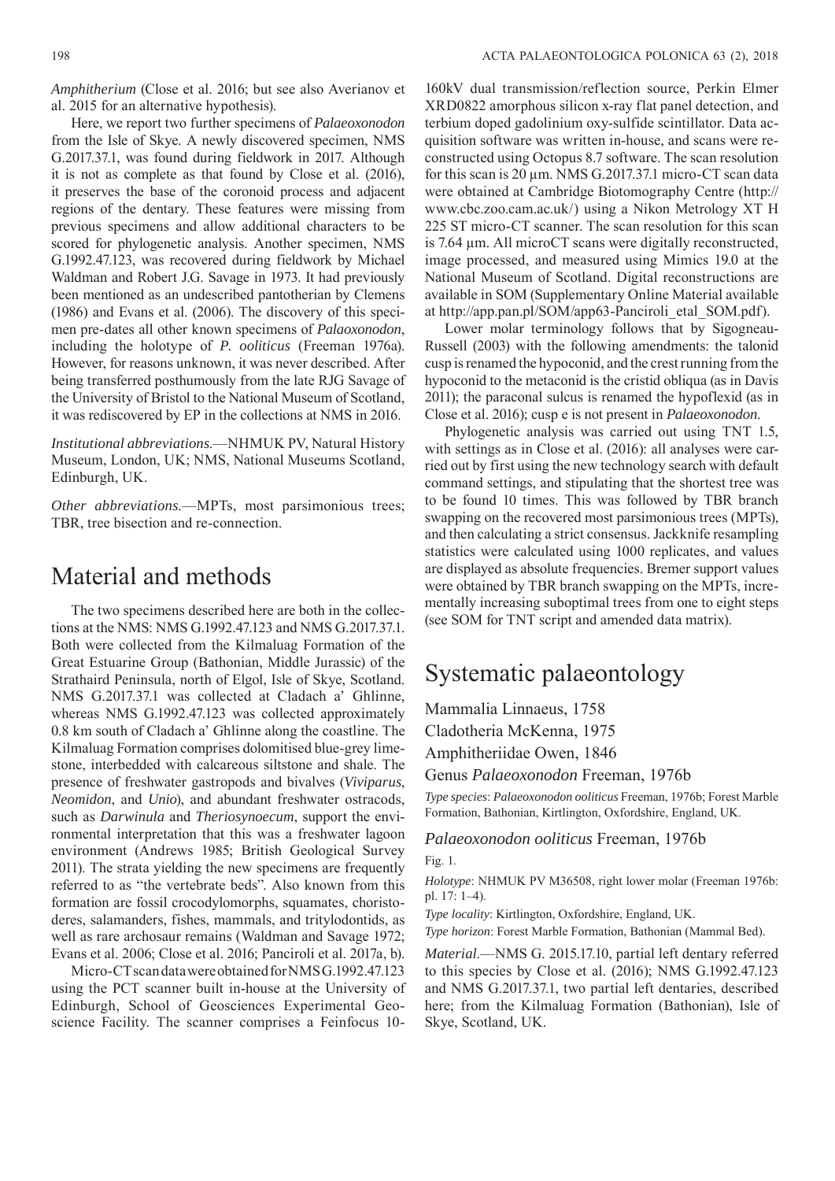*Amphitherium* (Close et al. 2016; but see also Averianov et al. 2015 for an alternative hypothesis).

Here, we report two further specimens of *Palaeoxonodon* from the Isle of Skye. A newly discovered specimen, NMS G.2017.37.1, was found during fieldwork in 2017. Although it is not as complete as that found by Close et al. (2016), it preserves the base of the coronoid process and adjacent regions of the dentary. These features were missing from previous specimens and allow additional characters to be scored for phylogenetic analysis. Another specimen, NMS G.1992.47.123, was recovered during fieldwork by Michael Waldman and Robert J.G. Savage in 1973. It had previously been mentioned as an undescribed pantotherian by Clemens (1986) and Evans et al. (2006). The discovery of this specimen pre-dates all other known specimens of *Palaoxonodon*, including the holotype of *P. ooliticus* (Freeman 1976a). However, for reasons unknown, it was never described. After being transferred posthumously from the late RJG Savage of the University of Bristol to the National Museum of Scotland, it was rediscovered by EP in the collections at NMS in 2016.

*Institutional abbreviations.*—NHMUK PV, Natural History Museum, London, UK; NMS, National Museums Scotland, Edinburgh, UK.

*Other abbreviations.*—MPTs, most parsimonious trees; TBR, tree bisection and re-connection.

# Material and methods

The two specimens described here are both in the collections at the NMS: NMS G.1992.47.123 and NMS G.2017.37.1. Both were collected from the Kilmaluag Formation of the Great Estuarine Group (Bathonian, Middle Jurassic) of the Strathaird Peninsula, north of Elgol, Isle of Skye, Scotland. NMS G.2017.37.1 was collected at Cladach a' Ghlinne, whereas NMS G.1992.47.123 was collected approximately 0.8 km south of Cladach a' Ghlinne along the coastline. The Kilmaluag Formation comprises dolomitised blue-grey limestone, interbedded with calcareous siltstone and shale. The presence of freshwater gastropods and bivalves (*Viviparus*, *Neomidon*, and *Unio*), and abundant freshwater ostracods, such as *Darwinula* and *Theriosynoecum*, support the environmental interpretation that this was a freshwater lagoon environment (Andrews 1985; British Geological Survey 2011). The strata yielding the new specimens are frequently referred to as "the vertebrate beds". Also known from this formation are fossil crocodylomorphs, squamates, choristoderes, salamanders, fishes, mammals, and tritylodontids, as well as rare archosaur remains (Waldman and Savage 1972; Evans et al. 2006; Close et al. 2016; Panciroli et al. 2017a, b).

Micro-CT scan data were obtained for NMS G.1992.47.123 using the PCT scanner built in-house at the University of Edinburgh, School of Geosciences Experimental Geoscience Facility. The scanner comprises a Feinfocus 10-160kV dual transmission/reflection source, Perkin Elmer XRD0822 amorphous silicon x-ray flat panel detection, and terbium doped gadolinium oxy-sulfide scintillator. Data acquisition software was written in-house, and scans were reconstructed using Octopus 8.7 software. The scan resolution for this scan is 20 µm. NMS G.2017.37.1 micro-CT scan data were obtained at Cambridge Biotomography Centre (http://www.cbc.zoo.cam.ac.uk/) using a Nikon Metrology XT H 225 ST micro-CT scanner. The scan resolution for this scan is 7.64 µm. All microCT scans were digitally reconstructed, image processed, and measured using Mimics 19.0 at the National Museum of Scotland. Digital reconstructions are available in SOM (Supplementary Online Material available at http://app.pan.pl/SOM/app63-Panciroli_etal_SOM.pdf).

Lower molar terminology follows that by Sigogneau-Russell (2003) with the following amendments: the talonid cusp is renamed the hypoconid, and the crest running from the hypoconid to the metaconid is the cristid obliqua (as in Davis 2011); the paraconal sulcus is renamed the hypoflexid (as in Close et al. 2016); cusp e is not present in *Palaeoxonodon*.

Phylogenetic analysis was carried out using TNT 1.5, with settings as in Close et al. (2016): all analyses were carried out by first using the new technology search with default command settings, and stipulating that the shortest tree was to be found 10 times. This was followed by TBR branch swapping on the recovered most parsimonious trees (MPTs), and then calculating a strict consensus. Jackknife resampling statistics were calculated using 1000 replicates, and values are displayed as absolute frequencies. Bremer support values were obtained by TBR branch swapping on the MPTs, incrementally increasing suboptimal trees from one to eight steps (see SOM for TNT script and amended data matrix).

# Systematic palaeontology

Mammalia Linnaeus, 1758

Cladotheria McKenna, 1975

Amphitheriidae Owen, 1846

Genus *Palaeoxonodon* Freeman, 1976b

*Type species*: *Palaeoxonodon ooliticus* Freeman, 1976b; Forest Marble Formation, Bathonian, Kirtlington, Oxfordshire, England, UK.

## *Palaeoxonodon ooliticus* Freeman, 1976b

Fig. 1.

*Holotype*: NHMUK PV M36508, right lower molar (Freeman 1976b: pl. 17: 1–4).

*Type locality*: Kirtlington, Oxfordshire, England, UK.

*Type horizon*: Forest Marble Formation, Bathonian (Mammal Bed).

*Material.*—NMS G. 2015.17.10, partial left dentary referred to this species by Close et al. (2016); NMS G.1992.47.123 and NMS G.2017.37.1, two partial left dentaries, described here; from the Kilmaluag Formation (Bathonian), Isle of Skye, Scotland, UK.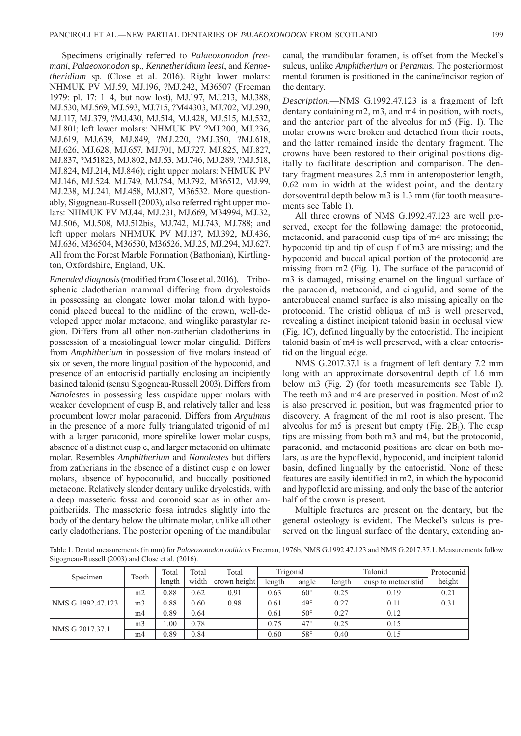Specimens originally referred to *Palaeoxonodon freemani*, *Palaeoxonodon* sp., *Kennetheridium leesi*, and *Kennetheridium* sp. (Close et al. 2016). Right lower molars: NHMUK PV MJ.59, MJ.196, ?MJ.242, M36507 (Freeman 1979: pl. 17: 1–4, but now lost), MJ.197, MJ.213, MJ.388, MJ.530, MJ.569, MJ.593, MJ.715, ?M44303, MJ.702, MJ.290, MJ.117, MJ.379, ?MJ.430, MJ.514, MJ.428, MJ.515, MJ.532, MJ.801; left lower molars: NHMUK PV ?MJ.200, MJ.236, MJ.619, MJ.639, MJ.849, ?MJ.220, ?MJ.350, ?MJ.618, MJ.626, MJ.628, MJ.657, MJ.701, MJ.727, MJ.825, MJ.827, MJ.837, ?M51823, MJ.802, MJ.53, MJ.746, MJ.289, ?MJ.518, MJ.824, MJ.214, MJ.846); right upper molars: NHMUK PV MJ.146, MJ.524, MJ.749, MJ.754, MJ.792, M36512, MJ.99, MJ.238, MJ.241, MJ.458, MJ.817, M36532. More questionably, Sigogneau-Russell (2003), also referred right upper molars: NHMUK PV MJ.44, MJ.231, MJ.669, M34994, MJ.32, MJ.506, MJ.508, MJ.512bis, MJ.742, MJ.743, MJ.788; and left upper molars NHMUK PV MJ.137, MJ.392, MJ.436, MJ.636, M36504, M36530, M36526, MJ.25, MJ.294, MJ.627. All from the Forest Marble Formation (Bathonian), Kirtlington, Oxfordshire, England, UK.

*Emended diagnosis* (modified from Close et al. 2016).—Tribosphenic cladotherian mammal differing from dryolestoids in possessing an elongate lower molar talonid with hypoconid placed buccal to the midline of the crown, well-developed upper molar metacone, and winglike parastylar region. Differs from all other non-zatherian cladotherians in possession of a mesiolingual lower molar cingulid. Differs from *Amphitherium* in possession of five molars instead of six or seven, the more lingual position of the hypoconid, and presence of an entocristid partially enclosing an incipiently basined talonid (sensu Sigogneau-Russell 2003). Differs from *Nanolestes* in possessing less cuspidate upper molars with weaker development of cusp B, and relatively taller and less procumbent lower molar paraconid. Differs from *Arguimus* in the presence of a more fully triangulated trigonid of m1 with a larger paraconid, more spirelike lower molar cusps, absence of a distinct cusp e, and larger metaconid on ultimate molar. Resembles *Amphitherium* and *Nanolestes* but differs from zatherians in the absence of a distinct cusp e on lower molars, absence of hypoconulid, and buccally positioned metacone. Relatively slender dentary unlike dryolestids, with a deep masseteric fossa and coronoid scar as in other amphitheriids. The masseteric fossa intrudes slightly into the body of the dentary below the ultimate molar, unlike all other early cladotherians. The posterior opening of the mandibular canal, the mandibular foramen, is offset from the Meckel's sulcus, unlike *Amphitherium* or *Peramus*. The posteriormost mental foramen is positioned in the canine/incisor region of the dentary.

*Description*.—NMS G.1992.47.123 is a fragment of left dentary containing m2, m3, and m4 in position, with roots, and the anterior part of the alveolus for m5 (Fig. 1). The molar crowns were broken and detached from their roots, and the latter remained inside the dentary fragment. The crowns have been restored to their original positions digitally to facilitate description and comparison. The dentary fragment measures 2.5 mm in anteroposterior length, 0.62 mm in width at the widest point, and the dentary dorsoventral depth below m3 is 1.3 mm (for tooth measurements see Table 1).

All three crowns of NMS G.1992.47.123 are well preserved, except for the following damage: the protoconid, metaconid, and paraconid cusp tips of m4 are missing; the hypoconid tip and tip of cusp f of m3 are missing; and the hypoconid and buccal apical portion of the protoconid are missing from m2 (Fig. 1). The surface of the paraconid of m3 is damaged, missing enamel on the lingual surface of the paraconid, metaconid, and cingulid, and some of the anterobuccal enamel surface is also missing apically on the protoconid. The cristid obliqua of m3 is well preserved, revealing a distinct incipient talonid basin in occlusal view (Fig. 1C), defined lingually by the entocristid. The incipient talonid basin of m4 is well preserved, with a clear entocristid on the lingual edge.

NMS G.2017.37.1 is a fragment of left dentary 7.2 mm long with an approximate dorsoventral depth of 1.6 mm below m3 (Fig. 2) (for tooth measurements see Table 1). The teeth m3 and m4 are preserved in position. Most of m2 is also preserved in position, but was fragmented prior to discovery. A fragment of the m1 root is also present. The alveolus for m5 is present but empty (Fig. $2B_1$). The cusp tips are missing from both m3 and m4, but the protoconid, paraconid, and metaconid positions are clear on both molars, as are the hypoflexid, hypoconid, and incipient talonid basin, defined lingually by the entocristid. None of these features are easily identified in m2, in which the hypoconid and hypoflexid are missing, and only the base of the anterior half of the crown is present.

Multiple fractures are present on the dentary, but the general osteology is evident. The Meckel's sulcus is preserved on the lingual surface of the dentary, extending an-

Table 1. Dental measurements (in mm) for *Palaeoxonodon ooliticus* Freeman, 1976b, NMS G.1992.47.123 and NMS G.2017.37.1. Measurements follow Sigogneau-Russell (2003) and Close et al. (2016).

| Specimen | Tooth | Total length | Total width | Total crown height | Trigonid | | Talonid | | Protoconid height |
|---|---|---|---|---|---|---|---|---|---|
| | | | | | length | angle | length | cusp to metacristid | |
| NMS G.1992.47.123 | m2 | 0.88 | 0.62 | 0.91 | 0.63 | 60° | 0.25 | 0.19 | 0.21 |
| | m3 | 0.88 | 0.60 | 0.98 | 0.61 | 49° | 0.27 | 0.11 | 0.31 |
| | m4 | 0.89 | 0.64 | | 0.61 | 50° | 0.27 | 0.12 | |
| NMS G.2017.37.1 | m3 | 1.00 | 0.78 | | 0.75 | 47° | 0.25 | 0.15 | |
| | m4 | 0.89 | 0.84 | | 0.60 | 58° | 0.40 | 0.15 | |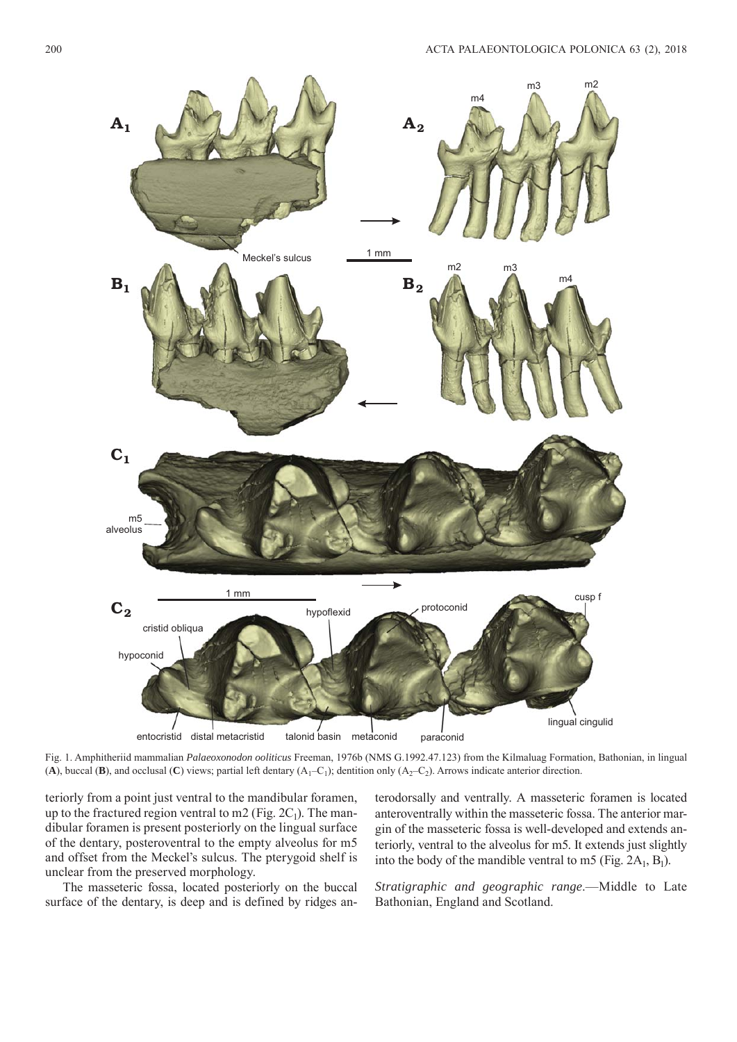Fig. 1. Amphitheriid mammalian *Palaeoxonodon ooliticus* Freeman, 1976b (NMS G.1992.47.123) from the Kilmaluag Formation, Bathonian, in lingual (**A**), buccal (**B**), and occlusal (**C**) views; partial left dentary ($A_1$–$C_1$); dentition only ($A_2$–$C_2$). Arrows indicate anterior direction.

teriorly from a point just ventral to the mandibular foramen, up to the fractured region ventral to m2 (Fig. $2C_1$). The mandibular foramen is present posteriorly on the lingual surface of the dentary, posteroventral to the empty alveolus for m5 and offset from the Meckel's sulcus. The pterygoid shelf is unclear from the preserved morphology.

The masseteric fossa, located posteriorly on the buccal surface of the dentary, is deep and is defined by ridges anterodorsally and ventrally. A masseteric foramen is located anteroventrally within the masseteric fossa. The anterior margin of the masseteric fossa is well-developed and extends anteriorly, ventral to the alveolus for m5. It extends just slightly into the body of the mandible ventral to m5 (Fig. $2A_1$, $B_1$).

*Stratigraphic and geographic range*.—Middle to Late Bathonian, England and Scotland.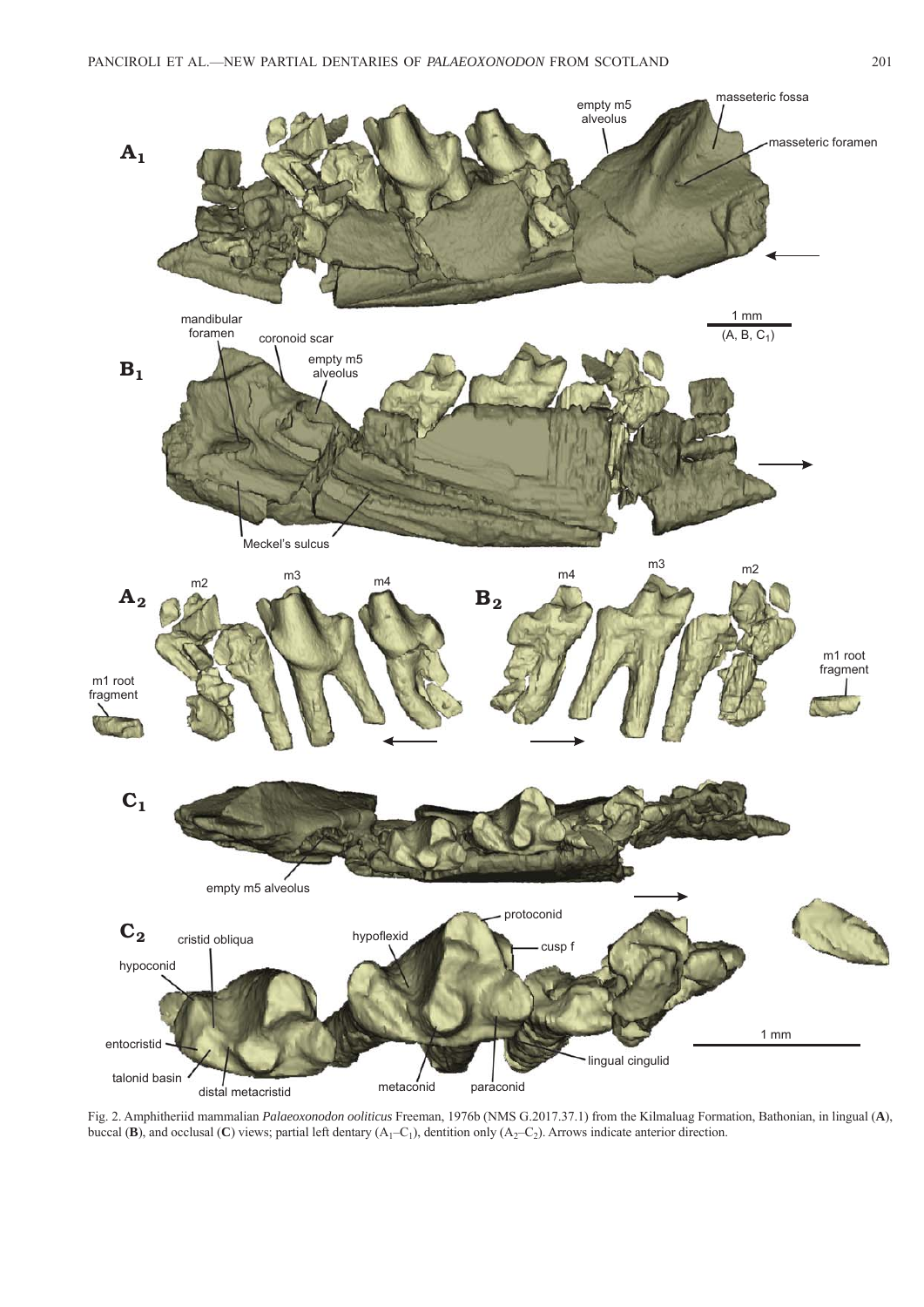Fig. 2. Amphitheriid mammalian *Palaeoxonodon ooliticus* Freeman, 1976b (NMS G.2017.37.1) from the Kilmaluag Formation, Bathonian, in lingual (**A**), buccal (**B**), and occlusal (**C**) views; partial left dentary ($A_1$–$C_1$), dentition only ($A_2$–$C_2$). Arrows indicate anterior direction.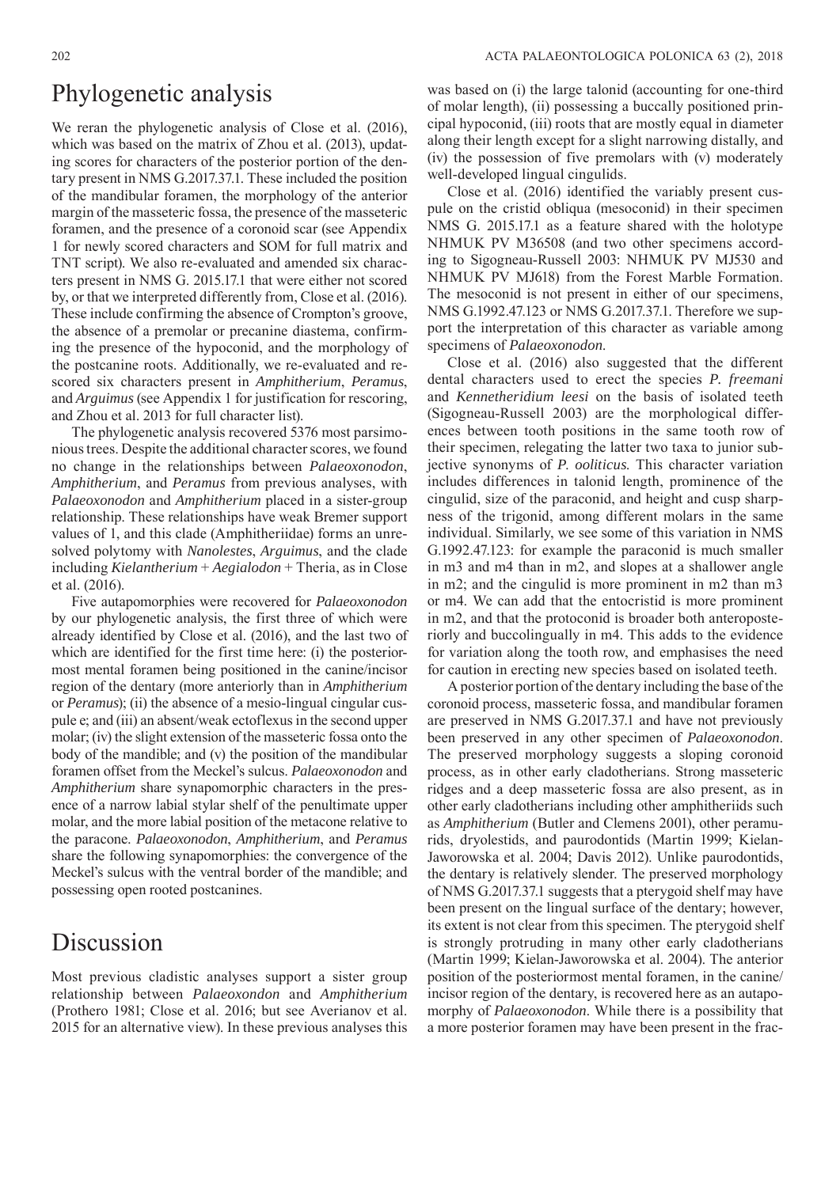## Phylogenetic analysis

We reran the phylogenetic analysis of Close et al. (2016), which was based on the matrix of Zhou et al. (2013), updating scores for characters of the posterior portion of the dentary present in NMS G.2017.37.1. These included the position of the mandibular foramen, the morphology of the anterior margin of the masseteric fossa, the presence of the masseteric foramen, and the presence of a coronoid scar (see Appendix 1 for newly scored characters and SOM for full matrix and TNT script). We also re-evaluated and amended six characters present in NMS G. 2015.17.1 that were either not scored by, or that we interpreted differently from, Close et al. (2016). These include confirming the absence of Crompton's groove, the absence of a premolar or precanine diastema, confirming the presence of the hypoconid, and the morphology of the postcanine roots. Additionally, we re-evaluated and rescored six characters present in *Amphitherium*, *Peramus*, and *Arguimus* (see Appendix 1 for justification for rescoring, and Zhou et al. 2013 for full character list).

The phylogenetic analysis recovered 5376 most parsimonious trees. Despite the additional character scores, we found no change in the relationships between *Palaeoxonodon*, *Amphitherium*, and *Peramus* from previous analyses, with *Palaeoxonodon* and *Amphitherium* placed in a sister-group relationship. These relationships have weak Bremer support values of 1, and this clade (Amphitheriidae) forms an unresolved polytomy with *Nanolestes*, *Arguimus*, and the clade including *Kielantherium* + *Aegialodon* + Theria, as in Close et al. (2016).

Five autapomorphies were recovered for *Palaeoxonodon* by our phylogenetic analysis, the first three of which were already identified by Close et al. (2016), and the last two of which are identified for the first time here: (i) the posteriormost mental foramen being positioned in the canine/incisor region of the dentary (more anteriorly than in *Amphitherium* or *Peramus*); (ii) the absence of a mesio-lingual cingular cuspule e; and (iii) an absent/weak ectoflexus in the second upper molar; (iv) the slight extension of the masseteric fossa onto the body of the mandible; and (v) the position of the mandibular foramen offset from the Meckel's sulcus. *Palaeoxonodon* and *Amphitherium* share synapomorphic characters in the presence of a narrow labial stylar shelf of the penultimate upper molar, and the more labial position of the metacone relative to the paracone. *Palaeoxonodon*, *Amphitherium*, and *Peramus* share the following synapomorphies: the convergence of the Meckel's sulcus with the ventral border of the mandible; and possessing open rooted postcanines.

## Discussion

Most previous cladistic analyses support a sister group relationship between *Palaeoxondon* and *Amphitherium* (Prothero 1981; Close et al. 2016; but see Averianov et al. 2015 for an alternative view). In these previous analyses this was based on (i) the large talonid (accounting for one-third of molar length), (ii) possessing a buccally positioned principal hypoconid, (iii) roots that are mostly equal in diameter along their length except for a slight narrowing distally, and (iv) the possession of five premolars with (v) moderately well-developed lingual cingulids.

Close et al. (2016) identified the variably present cuspule on the cristid obliqua (mesoconid) in their specimen NMS G. 2015.17.1 as a feature shared with the holotype NHMUK PV M36508 (and two other specimens according to Sigogneau-Russell 2003: NHMUK PV MJ530 and NHMUK PV MJ618) from the Forest Marble Formation. The mesoconid is not present in either of our specimens, NMS G.1992.47.123 or NMS G.2017.37.1. Therefore we support the interpretation of this character as variable among specimens of *Palaeoxonodon*.

Close et al. (2016) also suggested that the different dental characters used to erect the species *P. freemani* and *Kennetheridium leesi* on the basis of isolated teeth (Sigogneau-Russell 2003) are the morphological differences between tooth positions in the same tooth row of their specimen, relegating the latter two taxa to junior subjective synonyms of *P. ooliticus*. This character variation includes differences in talonid length, prominence of the cingulid, size of the paraconid, and height and cusp sharpness of the trigonid, among different molars in the same individual. Similarly, we see some of this variation in NMS G.1992.47.123: for example the paraconid is much smaller in m3 and m4 than in m2, and slopes at a shallower angle in m2; and the cingulid is more prominent in m2 than m3 or m4. We can add that the entocristid is more prominent in m2, and that the protoconid is broader both anteroposteriorly and buccolingually in m4. This adds to the evidence for variation along the tooth row, and emphasises the need for caution in erecting new species based on isolated teeth.

A posterior portion of the dentary including the base of the coronoid process, masseteric fossa, and mandibular foramen are preserved in NMS G.2017.37.1 and have not previously been preserved in any other specimen of *Palaeoxonodon*. The preserved morphology suggests a sloping coronoid process, as in other early cladotherians. Strong masseteric ridges and a deep masseteric fossa are also present, as in other early cladotherians including other amphitheriids such as *Amphitherium* (Butler and Clemens 2001), other peramurids, dryolestids, and paurodontids (Martin 1999; Kielan-Jaworowska et al. 2004; Davis 2012). Unlike paurodontids, the dentary is relatively slender. The preserved morphology of NMS G.2017.37.1 suggests that a pterygoid shelf may have been present on the lingual surface of the dentary; however, its extent is not clear from this specimen. The pterygoid shelf is strongly protruding in many other early cladotherians (Martin 1999; Kielan-Jaworowska et al. 2004). The anterior position of the posteriormost mental foramen, in the canine/incisor region of the dentary, is recovered here as an autapomorphy of *Palaeoxonodon*. While there is a possibility that a more posterior foramen may have been present in the frac-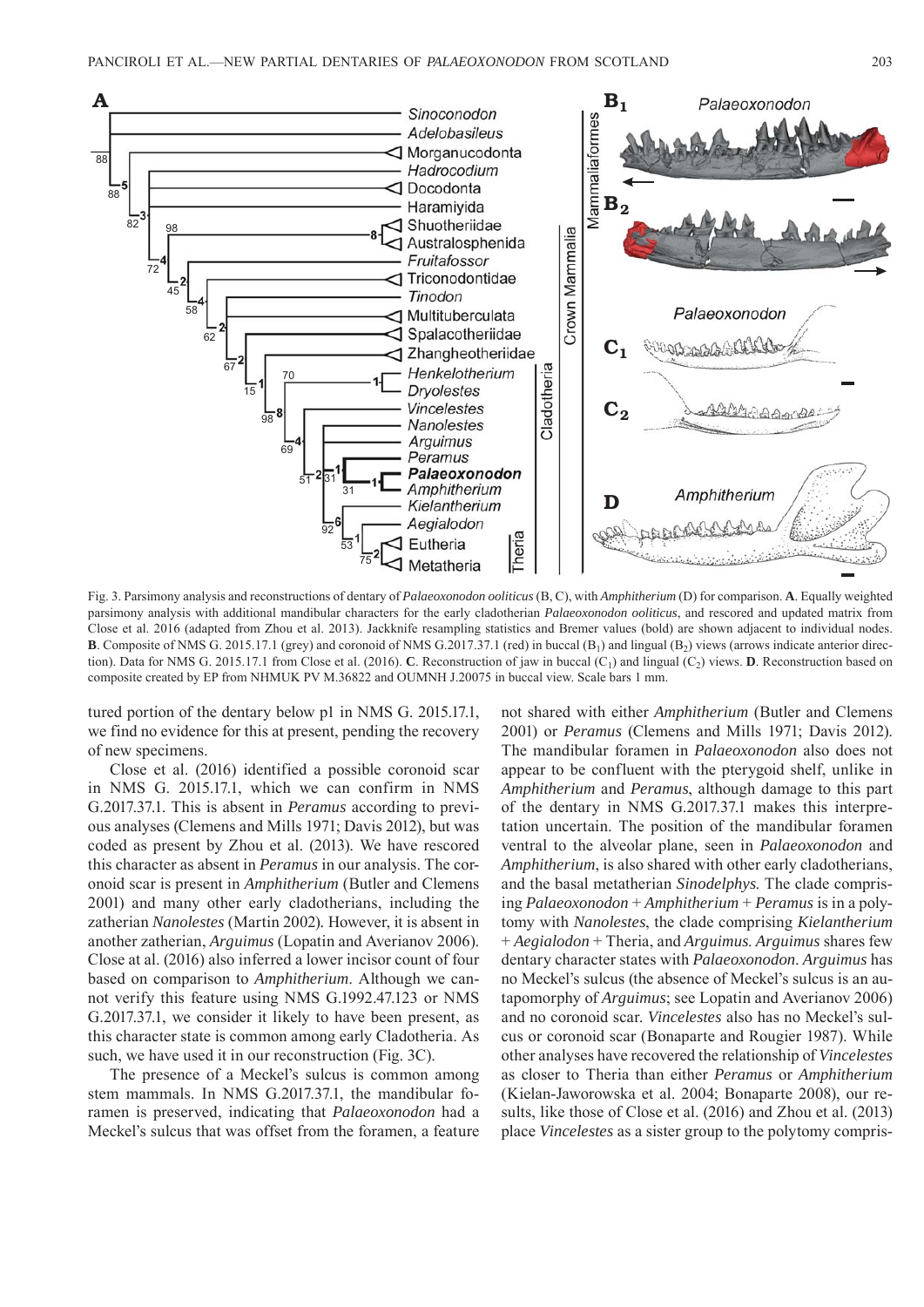Fig. 3. Parsimony analysis and reconstructions of dentary of *Palaeoxonodon ooliticus* (B, C), with *Amphitherium* (D) for comparison. **A**. Equally weighted parsimony analysis with additional mandibular characters for the early cladotherian *Palaeoxonodon ooliticus*, and rescored and updated matrix from Close et al. 2016 (adapted from Zhou et al. 2013). Jackknife resampling statistics and Bremer values (bold) are shown adjacent to individual nodes. **B**. Composite of NMS G. 2015.17.1 (grey) and coronoid of NMS G.2017.37.1 (red) in buccal ($B_1$) and lingual ($B_2$) views (arrows indicate anterior direction). Data for NMS G. 2015.17.1 from Close et al. (2016). **C**. Reconstruction of jaw in buccal ($C_1$) and lingual ($C_2$) views. **D**. Reconstruction based on composite created by EP from NHMUK PV M.36822 and OUMNH J.20075 in buccal view. Scale bars 1 mm.

tured portion of the dentary below p1 in NMS G. 2015.17.1, we find no evidence for this at present, pending the recovery of new specimens.

Close et al. (2016) identified a possible coronoid scar in NMS G. 2015.17.1, which we can confirm in NMS G.2017.37.1. This is absent in *Peramus* according to previous analyses (Clemens and Mills 1971; Davis 2012), but was coded as present by Zhou et al. (2013). We have rescored this character as absent in *Peramus* in our analysis. The coronoid scar is present in *Amphitherium* (Butler and Clemens 2001) and many other early cladotherians, including the zatherian *Nanolestes* (Martin 2002). However, it is absent in another zatherian, *Arguimus* (Lopatin and Averianov 2006). Close at al. (2016) also inferred a lower incisor count of four based on comparison to *Amphitherium*. Although we cannot verify this feature using NMS G.1992.47.123 or NMS G.2017.37.1, we consider it likely to have been present, as this character state is common among early Cladotheria. As such, we have used it in our reconstruction (Fig. 3C).

The presence of a Meckel's sulcus is common among stem mammals. In NMS G.2017.37.1, the mandibular foramen is preserved, indicating that *Palaeoxonodon* had a Meckel's sulcus that was offset from the foramen, a feature not shared with either *Amphitherium* (Butler and Clemens 2001) or *Peramus* (Clemens and Mills 1971; Davis 2012). The mandibular foramen in *Palaeoxonodon* also does not appear to be confluent with the pterygoid shelf, unlike in *Amphitherium* and *Peramus*, although damage to this part of the dentary in NMS G.2017.37.1 makes this interpretation uncertain. The position of the mandibular foramen ventral to the alveolar plane, seen in *Palaeoxonodon* and *Amphitherium*, is also shared with other early cladotherians, and the basal metatherian *Sinodelphys.* The clade comprising *Palaeoxonodon* + *Amphitherium* + *Peramus* is in a polytomy with *Nanolestes*, the clade comprising *Kielantherium* + *Aegialodon* + Theria, and *Arguimus*. *Arguimus* shares few dentary character states with *Palaeoxonodon*. *Arguimus* has no Meckel's sulcus (the absence of Meckel's sulcus is an autapomorphy of *Arguimus*; see Lopatin and Averianov 2006) and no coronoid scar. *Vincelestes* also has no Meckel's sulcus or coronoid scar (Bonaparte and Rougier 1987). While other analyses have recovered the relationship of *Vincelestes* as closer to Theria than either *Peramus* or *Amphitherium* (Kielan-Jaworowska et al. 2004; Bonaparte 2008), our results, like those of Close et al. (2016) and Zhou et al. (2013) place *Vincelestes* as a sister group to the polytomy compris-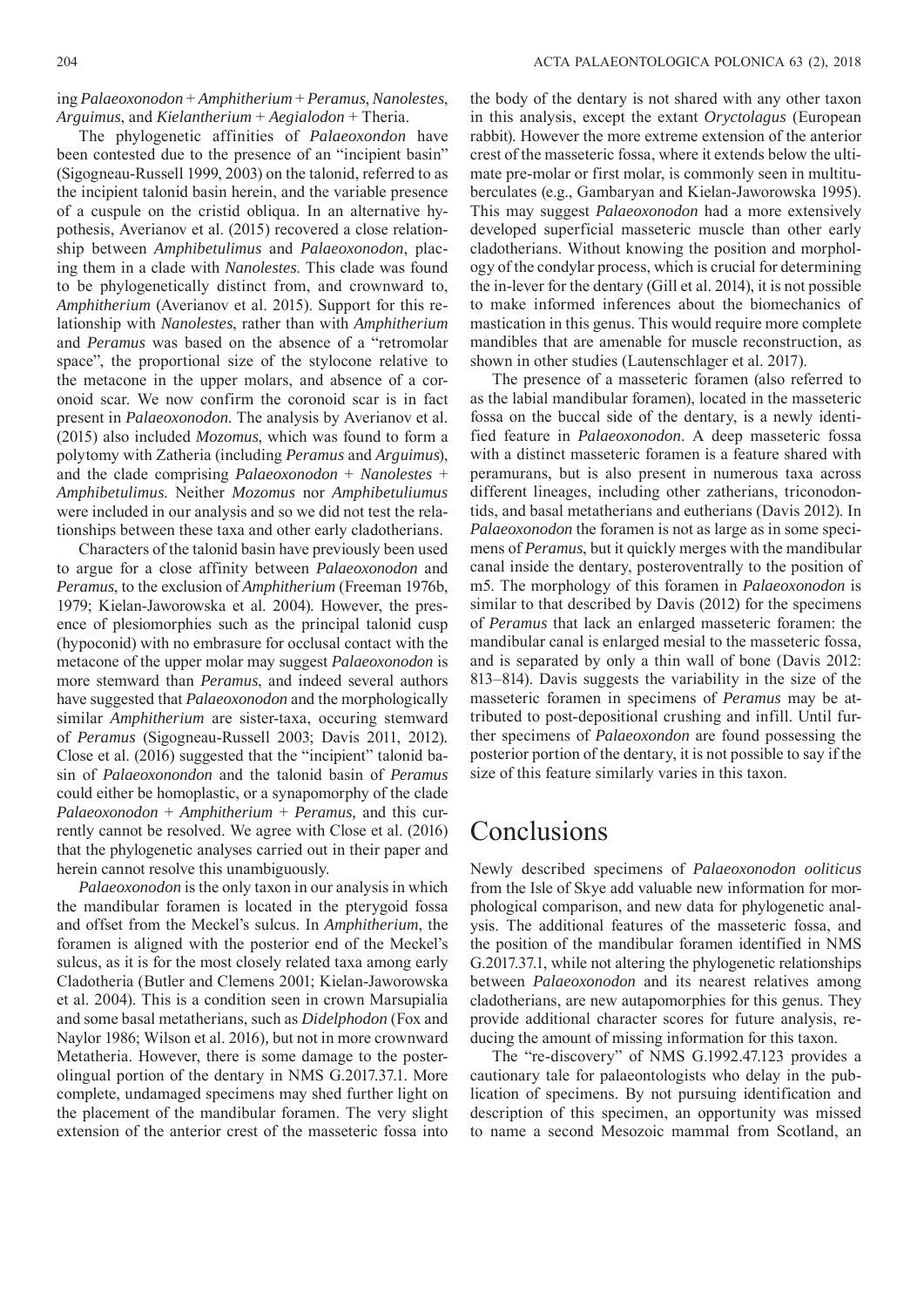ing *Palaeoxonodon* + *Amphitherium* + *Peramus*, *Nanolestes*, *Arguimus*, and *Kielantherium* + *Aegialodon* + Theria.

The phylogenetic affinities of *Palaeoxondon* have been contested due to the presence of an "incipient basin" (Sigogneau-Russell 1999, 2003) on the talonid, referred to as the incipient talonid basin herein, and the variable presence of a cuspule on the cristid obliqua. In an alternative hypothesis, Averianov et al. (2015) recovered a close relationship between *Amphibetulimus* and *Palaeoxonodon*, placing them in a clade with *Nanolestes.* This clade was found to be phylogenetically distinct from, and crownward to, *Amphitherium* (Averianov et al. 2015). Support for this relationship with *Nanolestes*, rather than with *Amphitherium* and *Peramus* was based on the absence of a "retromolar space", the proportional size of the stylocone relative to the metacone in the upper molars, and absence of a coronoid scar. We now confirm the coronoid scar is in fact present in *Palaeoxonodon*. The analysis by Averianov et al. (2015) also included *Mozomus*, which was found to form a polytomy with Zatheria (including *Peramus* and *Arguimus*), and the clade comprising *Palaeoxonodon* + *Nanolestes* + *Amphibetulimus.* Neither *Mozomus* nor *Amphibetuliumus* were included in our analysis and so we did not test the relationships between these taxa and other early cladotherians.

Characters of the talonid basin have previously been used to argue for a close affinity between *Palaeoxonodon* and *Peramus*, to the exclusion of *Amphitherium* (Freeman 1976b, 1979; Kielan-Jaworowska et al. 2004). However, the presence of plesiomorphies such as the principal talonid cusp (hypoconid) with no embrasure for occlusal contact with the metacone of the upper molar may suggest *Palaeoxonodon* is more stemward than *Peramus*, and indeed several authors have suggested that *Palaeoxonodon* and the morphologically similar *Amphitherium* are sister-taxa, occuring stemward of *Peramus* (Sigogneau-Russell 2003; Davis 2011, 2012). Close et al. (2016) suggested that the "incipient" talonid basin of *Palaeoxononodon* and the talonid basin of *Peramus* could either be homoplastic, or a synapomorphy of the clade *Palaeoxonodon* + *Amphitherium* + *Peramus,* and this currently cannot be resolved. We agree with Close et al. (2016) that the phylogenetic analyses carried out in their paper and herein cannot resolve this unambiguously.

*Palaeoxonodon* is the only taxon in our analysis in which the mandibular foramen is located in the pterygoid fossa and offset from the Meckel's sulcus. In *Amphitherium*, the foramen is aligned with the posterior end of the Meckel's sulcus, as it is for the most closely related taxa among early Cladotheria (Butler and Clemens 2001; Kielan-Jaworowska et al. 2004). This is a condition seen in crown Marsupialia and some basal metatherians, such as *Didelphodon* (Fox and Naylor 1986; Wilson et al. 2016), but not in more crownward Metatheria. However, there is some damage to the posterolingual portion of the dentary in NMS G.2017.37.1. More complete, undamaged specimens may shed further light on the placement of the mandibular foramen. The very slight extension of the anterior crest of the masseteric fossa into the body of the dentary is not shared with any other taxon in this analysis, except the extant *Oryctolagus* (European rabbit). However the more extreme extension of the anterior crest of the masseteric fossa, where it extends below the ultimate pre-molar or first molar, is commonly seen in multituberculates (e.g., Gambaryan and Kielan-Jaworowska 1995). This may suggest *Palaeoxonodon* had a more extensively developed superficial masseteric muscle than other early cladotherians. Without knowing the position and morphology of the condylar process, which is crucial for determining the in-lever for the dentary (Gill et al. 2014), it is not possible to make informed inferences about the biomechanics of mastication in this genus. This would require more complete mandibles that are amenable for muscle reconstruction, as shown in other studies (Lautenschlager et al. 2017).

The presence of a masseteric foramen (also referred to as the labial mandibular foramen), located in the masseteric fossa on the buccal side of the dentary, is a newly identified feature in *Palaeoxonodon*. A deep masseteric fossa with a distinct masseteric foramen is a feature shared with peramurans, but is also present in numerous taxa across different lineages, including other zatherians, triconodontids, and basal metatherians and eutherians (Davis 2012). In *Palaeoxonodon* the foramen is not as large as in some specimens of *Peramus*, but it quickly merges with the mandibular canal inside the dentary, posteroventrally to the position of m5. The morphology of this foramen in *Palaeoxonodon* is similar to that described by Davis (2012) for the specimens of *Peramus* that lack an enlarged masseteric foramen: the mandibular canal is enlarged mesial to the masseteric fossa, and is separated by only a thin wall of bone (Davis 2012: 813–814). Davis suggests the variability in the size of the masseteric foramen in specimens of *Peramus* may be attributed to post-depositional crushing and infill. Until further specimens of *Palaeoxondon* are found possessing the posterior portion of the dentary, it is not possible to say if the size of this feature similarly varies in this taxon.

## Conclusions

Newly described specimens of *Palaeoxonodon ooliticus* from the Isle of Skye add valuable new information for morphological comparison, and new data for phylogenetic analysis. The additional features of the masseteric fossa, and the position of the mandibular foramen identified in NMS G.2017.37.1, while not altering the phylogenetic relationships between *Palaeoxonodon* and its nearest relatives among cladotherians, are new autapomorphies for this genus. They provide additional character scores for future analysis, reducing the amount of missing information for this taxon.

The "re-discovery" of NMS G.1992.47.123 provides a cautionary tale for palaeontologists who delay in the publication of specimens. By not pursuing identification and description of this specimen, an opportunity was missed to name a second Mesozoic mammal from Scotland, an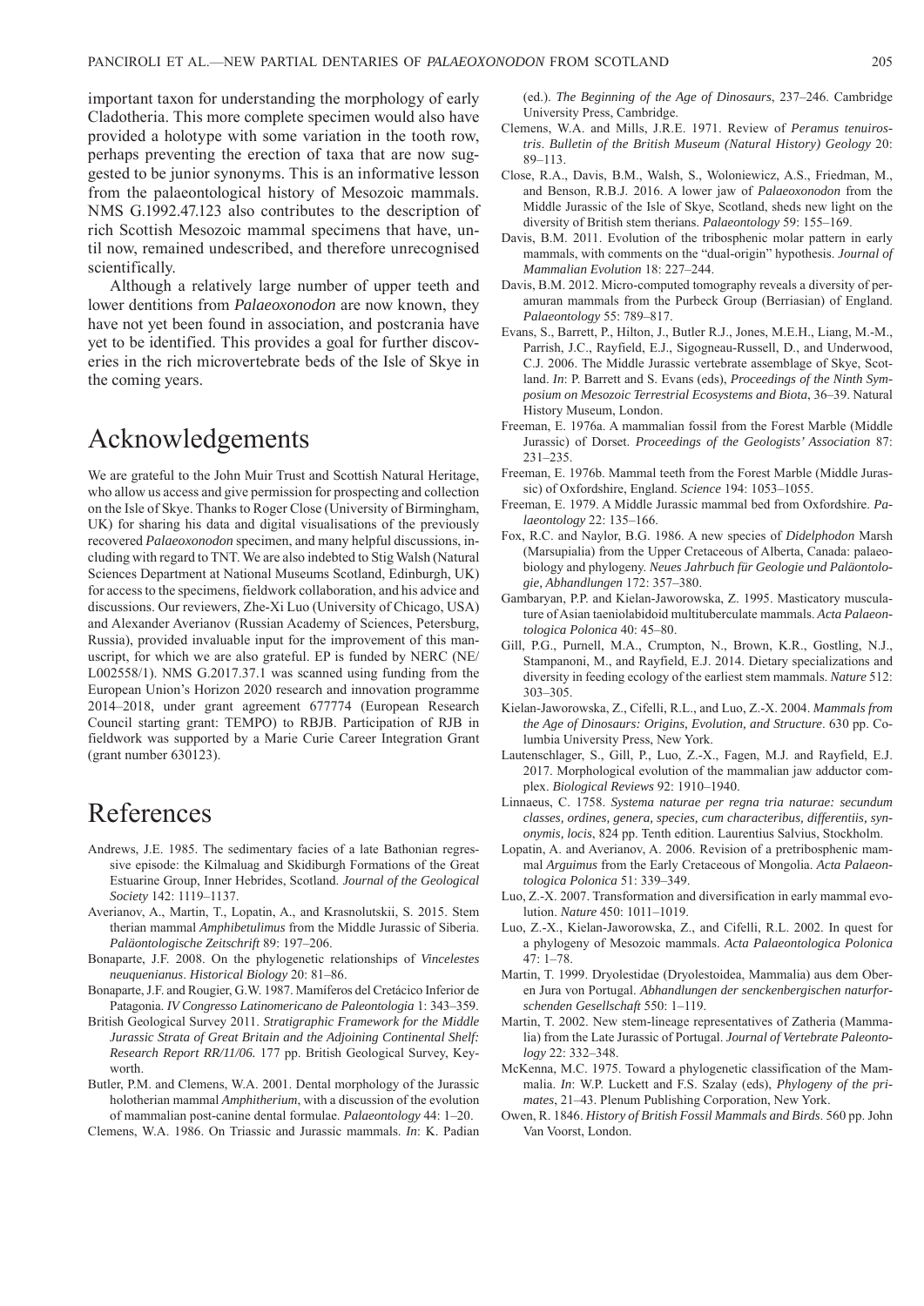important taxon for understanding the morphology of early Cladotheria. This more complete specimen would also have provided a holotype with some variation in the tooth row, perhaps preventing the erection of taxa that are now suggested to be junior synonyms. This is an informative lesson from the palaeontological history of Mesozoic mammals. NMS G.1992.47.123 also contributes to the description of rich Scottish Mesozoic mammal specimens that have, until now, remained undescribed, and therefore unrecognised scientifically.

Although a relatively large number of upper teeth and lower dentitions from *Palaeoxonodon* are now known, they have not yet been found in association, and postcrania have yet to be identified. This provides a goal for further discoveries in the rich microvertebrate beds of the Isle of Skye in the coming years.

# Acknowledgements

We are grateful to the John Muir Trust and Scottish Natural Heritage, who allow us access and give permission for prospecting and collection on the Isle of Skye. Thanks to Roger Close (University of Birmingham, UK) for sharing his data and digital visualisations of the previously recovered *Palaeoxonodon* specimen, and many helpful discussions, including with regard to TNT. We are also indebted to Stig Walsh (Natural Sciences Department at National Museums Scotland, Edinburgh, UK) for access to the specimens, fieldwork collaboration, and his advice and discussions. Our reviewers, Zhe-Xi Luo (University of Chicago, USA) and Alexander Averianov (Russian Academy of Sciences, Petersburg, Russia), provided invaluable input for the improvement of this manuscript, for which we are also grateful. EP is funded by NERC (NE/L002558/1). NMS G.2017.37.1 was scanned using funding from the European Union's Horizon 2020 research and innovation programme 2014–2018, under grant agreement 677774 (European Research Council starting grant: TEMPO) to RBJB. Participation of RJB in fieldwork was supported by a Marie Curie Career Integration Grant (grant number 630123).

# References

Andrews, J.E. 1985. The sedimentary facies of a late Bathonian regressive episode: the Kilmaluag and Skidiburgh Formations of the Great Estuarine Group, Inner Hebrides, Scotland. *Journal of the Geological Society* 142: 1119–1137.

Averianov, A., Martin, T., Lopatin, A., and Krasnolutskii, S. 2015. Stem therian mammal *Amphibetulimus* from the Middle Jurassic of Siberia. *Paläontologische Zeitschrift* 89: 197–206.

Bonaparte, J.F. 2008. On the phylogenetic relationships of *Vincelestes neuquenianus*. *Historical Biology* 20: 81–86.

Bonaparte, J.F. and Rougier, G.W. 1987. Mamíferos del Cretácico Inferior de Patagonia. *IV Congresso Latinomericano de Paleontologia* 1: 343–359.

British Geological Survey 2011. *Stratigraphic Framework for the Middle Jurassic Strata of Great Britain and the Adjoining Continental Shelf: Research Report RR/11/06.* 177 pp. British Geological Survey, Keyworth.

Butler, P.M. and Clemens, W.A. 2001. Dental morphology of the Jurassic holotherian mammal *Amphitherium*, with a discussion of the evolution of mammalian post-canine dental formulae. *Palaeontology* 44: 1–20.

Clemens, W.A. 1986. On Triassic and Jurassic mammals. *In*: K. Padian (ed.). *The Beginning of the Age of Dinosaurs*, 237–246. Cambridge University Press, Cambridge.

Clemens, W.A. and Mills, J.R.E. 1971. Review of *Peramus tenuirostris*. *Bulletin of the British Museum (Natural History) Geology* 20: 89–113.

Close, R.A., Davis, B.M., Walsh, S., Woloniewicz, A.S., Friedman, M., and Benson, R.B.J. 2016. A lower jaw of *Palaeoxonodon* from the Middle Jurassic of the Isle of Skye, Scotland, sheds new light on the diversity of British stem therians. *Palaeontology* 59: 155–169.

Davis, B.M. 2011. Evolution of the tribosphenic molar pattern in early mammals, with comments on the "dual-origin" hypothesis. *Journal of Mammalian Evolution* 18: 227–244.

Davis, B.M. 2012. Micro-computed tomography reveals a diversity of peramuran mammals from the Purbeck Group (Berriasian) of England. *Palaeontology* 55: 789–817.

Evans, S., Barrett, P., Hilton, J., Butler R.J., Jones, M.E.H., Liang, M.-M., Parrish, J.C., Rayfield, E.J., Sigogneau-Russell, D., and Underwood, C.J. 2006. The Middle Jurassic vertebrate assemblage of Skye, Scotland. *In*: P. Barrett and S. Evans (eds), *Proceedings of the Ninth Symposium on Mesozoic Terrestrial Ecosystems and Biota*, 36–39. Natural History Museum, London.

Freeman, E. 1976a. A mammalian fossil from the Forest Marble (Middle Jurassic) of Dorset. *Proceedings of the Geologists' Association* 87: 231–235.

Freeman, E. 1976b. Mammal teeth from the Forest Marble (Middle Jurassic) of Oxfordshire, England. *Science* 194: 1053–1055.

Freeman, E. 1979. A Middle Jurassic mammal bed from Oxfordshire. *Palaeontology* 22: 135–166.

Fox, R.C. and Naylor, B.G. 1986. A new species of *Didelphodon* Marsh (Marsupialia) from the Upper Cretaceous of Alberta, Canada: palaeobiology and phylogeny. *Neues Jahrbuch für Geologie und Paläontologie, Abhandlungen* 172: 357–380.

Gambaryan, P.P. and Kielan-Jaworowska, Z. 1995. Masticatory musculature of Asian taeniolabidoid multituberculate mammals. *Acta Palaeontologica Polonica* 40: 45–80.

Gill, P.G., Purnell, M.A., Crumpton, N., Brown, K.R., Gostling, N.J., Stampanoni, M., and Rayfield, E.J. 2014. Dietary specializations and diversity in feeding ecology of the earliest stem mammals. *Nature* 512: 303–305.

Kielan-Jaworowska, Z., Cifelli, R.L., and Luo, Z.-X. 2004. *Mammals from the Age of Dinosaurs: Origins, Evolution, and Structure*. 630 pp. Columbia University Press, New York.

Lautenschlager, S., Gill, P., Luo, Z.-X., Fagen, M.J. and Rayfield, E.J. 2017. Morphological evolution of the mammalian jaw adductor complex. *Biological Reviews* 92: 1910–1940.

Linnaeus, C. 1758. *Systema naturae per regna tria naturae: secundum classes, ordines, genera, species, cum characteribus, differentiis, synonymis, locis*, 824 pp. Tenth edition. Laurentius Salvius, Stockholm.

Lopatin, A. and Averianov, A. 2006. Revision of a pretribosphenic mammal *Arguimus* from the Early Cretaceous of Mongolia. *Acta Palaeontologica Polonica* 51: 339–349.

Luo, Z.-X. 2007. Transformation and diversification in early mammal evolution. *Nature* 450: 1011–1019.

Luo, Z.-X., Kielan-Jaworowska, Z., and Cifelli, R.L. 2002. In quest for a phylogeny of Mesozoic mammals. *Acta Palaeontologica Polonica* 47: 1–78.

Martin, T. 1999. Dryolestidae (Dryolestoidea, Mammalia) aus dem Oberen Jura von Portugal. *Abhandlungen der senckenbergischen naturforschenden Gesellschaft* 550: 1–119.

Martin, T. 2002. New stem-lineage representatives of Zatheria (Mammalia) from the Late Jurassic of Portugal. *Journal of Vertebrate Paleontology* 22: 332–348.

McKenna, M.C. 1975. Toward a phylogenetic classification of the Mammalia. *In*: W.P. Luckett and F.S. Szalay (eds), *Phylogeny of the primates*, 21–43. Plenum Publishing Corporation, New York.

Owen, R. 1846. *History of British Fossil Mammals and Birds*. 560 pp. John Van Voorst, London.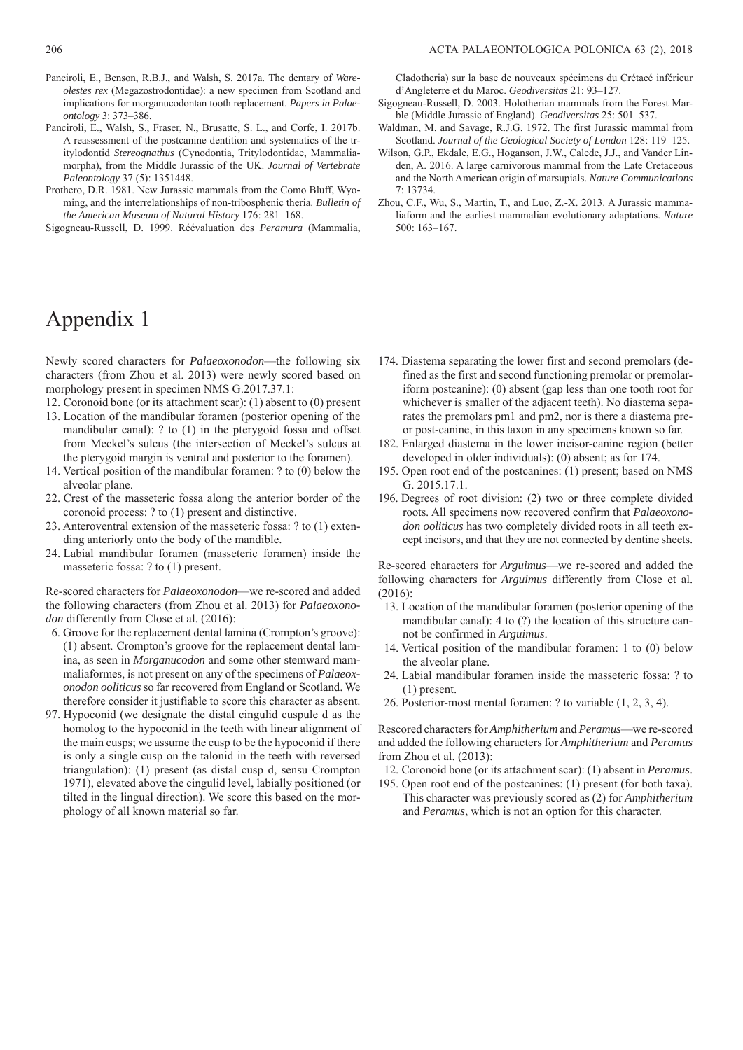Panciroli, E., Benson, R.B.J., and Walsh, S. 2017a. The dentary of *Wareolestes rex* (Megazostrodontidae): a new specimen from Scotland and implications for morganucodontan tooth replacement. *Papers in Palaeontology* 3: 373–386.

Panciroli, E., Walsh, S., Fraser, N., Brusatte, S. L., and Corfe, I. 2017b. A reassessment of the postcanine dentition and systematics of the tritylodontid *Stereognathus* (Cynodontia, Tritylodontidae, Mammaliamorpha), from the Middle Jurassic of the UK. *Journal of Vertebrate Paleontology* 37 (5): 1351448.

Prothero, D.R. 1981. New Jurassic mammals from the Como Bluff, Wyoming, and the interrelationships of non-tribosphenic theria. *Bulletin of the American Museum of Natural History* 176: 281–168.

Sigogneau-Russell, D. 1999. Réévaluation des *Peramura* (Mammalia, Cladotheria) sur la base de nouveaux spécimens du Crétacé inférieur d'Angleterre et du Maroc. *Geodiversitas* 21: 93–127.

Sigogneau-Russell, D. 2003. Holotherian mammals from the Forest Marble (Middle Jurassic of England). *Geodiversitas* 25: 501–537.

Waldman, M. and Savage, R.J.G. 1972. The first Jurassic mammal from Scotland. *Journal of the Geological Society of London* 128: 119–125.

Wilson, G.P., Ekdale, E.G., Hoganson, J.W., Calede, J.J., and Vander Linden, A. 2016. A large carnivorous mammal from the Late Cretaceous and the North American origin of marsupials. *Nature Communications* 7: 13734.

Zhou, C.F., Wu, S., Martin, T., and Luo, Z.-X. 2013. A Jurassic mammaliaform and the earliest mammalian evolutionary adaptations. *Nature* 500: 163–167.

# Appendix 1

Newly scored characters for *Palaeoxonodon*—the following six characters (from Zhou et al. 2013) were newly scored based on morphology present in specimen NMS G.2017.37.1:

12. Coronoid bone (or its attachment scar): (1) absent to (0) present
13. Location of the mandibular foramen (posterior opening of the mandibular canal): ? to (1) in the pterygoid fossa and offset from Meckel's sulcus (the intersection of Meckel's sulcus at the pterygoid margin is ventral and posterior to the foramen).
14. Vertical position of the mandibular foramen: ? to (0) below the alveolar plane.
22. Crest of the masseteric fossa along the anterior border of the coronoid process: ? to (1) present and distinctive.
23. Anteroventral extension of the masseteric fossa: ? to (1) extending anteriorly onto the body of the mandible.
24. Labial mandibular foramen (masseteric foramen) inside the masseteric fossa: ? to (1) present.

Re-scored characters for *Palaeoxonodon*—we re-scored and added the following characters (from Zhou et al. 2013) for *Palaeoxonodon* differently from Close et al. (2016):

6. Groove for the replacement dental lamina (Crompton's groove): (1) absent. Crompton's groove for the replacement dental lamina, as seen in *Morganucodon* and some other stemward mammaliaformes, is not present on any of the specimens of *Palaeoxonodon ooliticus* so far recovered from England or Scotland. We therefore consider it justifiable to score this character as absent.
97. Hypoconid (we designate the distal cingulid cuspule d as the homolog to the hypoconid in the teeth with linear alignment of the main cusps; we assume the cusp to be the hypoconid if there is only a single cusp on the talonid in the teeth with reversed triangulation): (1) present (as distal cusp d, sensu Crompton 1971), elevated above the cingulid level, labially positioned (or tilted in the lingual direction). We score this based on the morphology of all known material so far.
174. Diastema separating the lower first and second premolars (defined as the first and second functioning premolar or premolariform postcanine): (0) absent (gap less than one tooth root for whichever is smaller of the adjacent teeth). No diastema separates the premolars pm1 and pm2, nor is there a diastema preor post-canine, in this taxon in any specimens known so far.
182. Enlarged diastema in the lower incisor-canine region (better developed in older individuals): (0) absent; as for 174.
195. Open root end of the postcanines: (1) present; based on NMS G. 2015.17.1.
196. Degrees of root division: (2) two or three complete divided roots. All specimens now recovered confirm that *Palaeoxonodon ooliticus* has two completely divided roots in all teeth except incisors, and that they are not connected by dentine sheets.

Re-scored characters for *Arguimus*—we re-scored and added the following characters for *Arguimus* differently from Close et al. (2016):

13. Location of the mandibular foramen (posterior opening of the mandibular canal): 4 to (?) the location of this structure cannot be confirmed in *Arguimus*.
14. Vertical position of the mandibular foramen: 1 to (0) below the alveolar plane.
24. Labial mandibular foramen inside the masseteric fossa: ? to (1) present.
26. Posterior-most mental foramen: ? to variable (1, 2, 3, 4).

Rescored characters for *Amphitherium* and *Peramus*—we re-scored and added the following characters for *Amphitherium* and *Peramus* from Zhou et al. (2013):

12. Coronoid bone (or its attachment scar): (1) absent in *Peramus*.
195. Open root end of the postcanines: (1) present (for both taxa). This character was previously scored as (2) for *Amphitherium* and *Peramus*, which is not an option for this character.